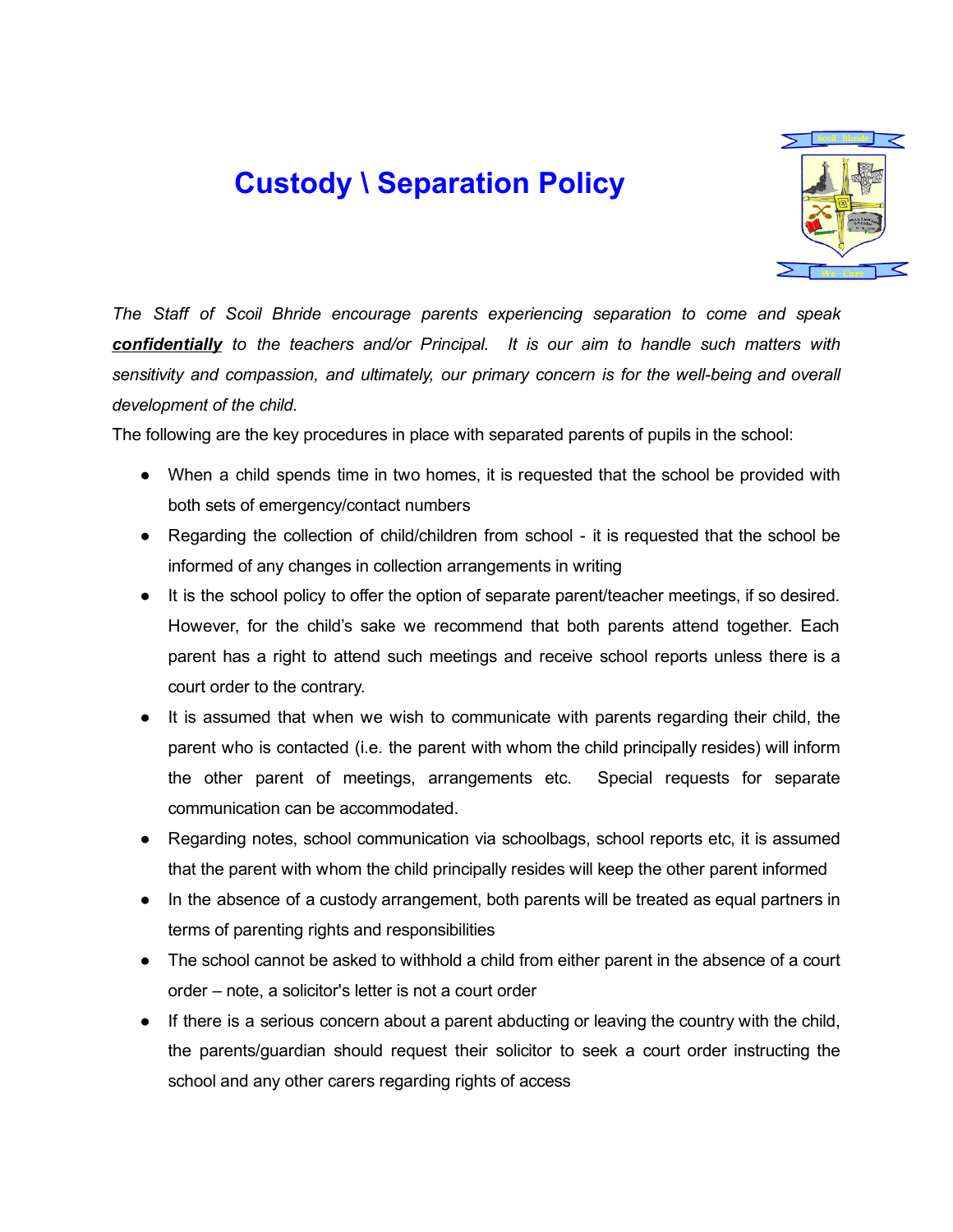# Custody \ Separation Policy

*The Staff of Scoil Bhride encourage parents experiencing separation to come and speak* ***confidentially*** *to the teachers and/or Principal. It is our aim to handle such matters with sensitivity and compassion, and ultimately, our primary concern is for the well-being and overall development of the child.*

The following are the key procedures in place with separated parents of pupils in the school:

- When a child spends time in two homes, it is requested that the school be provided with both sets of emergency/contact numbers
- Regarding the collection of child/children from school - it is requested that the school be informed of any changes in collection arrangements in writing
- It is the school policy to offer the option of separate parent/teacher meetings, if so desired. However, for the child's sake we recommend that both parents attend together. Each parent has a right to attend such meetings and receive school reports unless there is a court order to the contrary.
- It is assumed that when we wish to communicate with parents regarding their child, the parent who is contacted (i.e. the parent with whom the child principally resides) will inform the other parent of meetings, arrangements etc. Special requests for separate communication can be accommodated.
- Regarding notes, school communication via schoolbags, school reports etc, it is assumed that the parent with whom the child principally resides will keep the other parent informed
- In the absence of a custody arrangement, both parents will be treated as equal partners in terms of parenting rights and responsibilities
- The school cannot be asked to withhold a child from either parent in the absence of a court order – note, a solicitor's letter is not a court order
- If there is a serious concern about a parent abducting or leaving the country with the child, the parents/guardian should request their solicitor to seek a court order instructing the school and any other carers regarding rights of access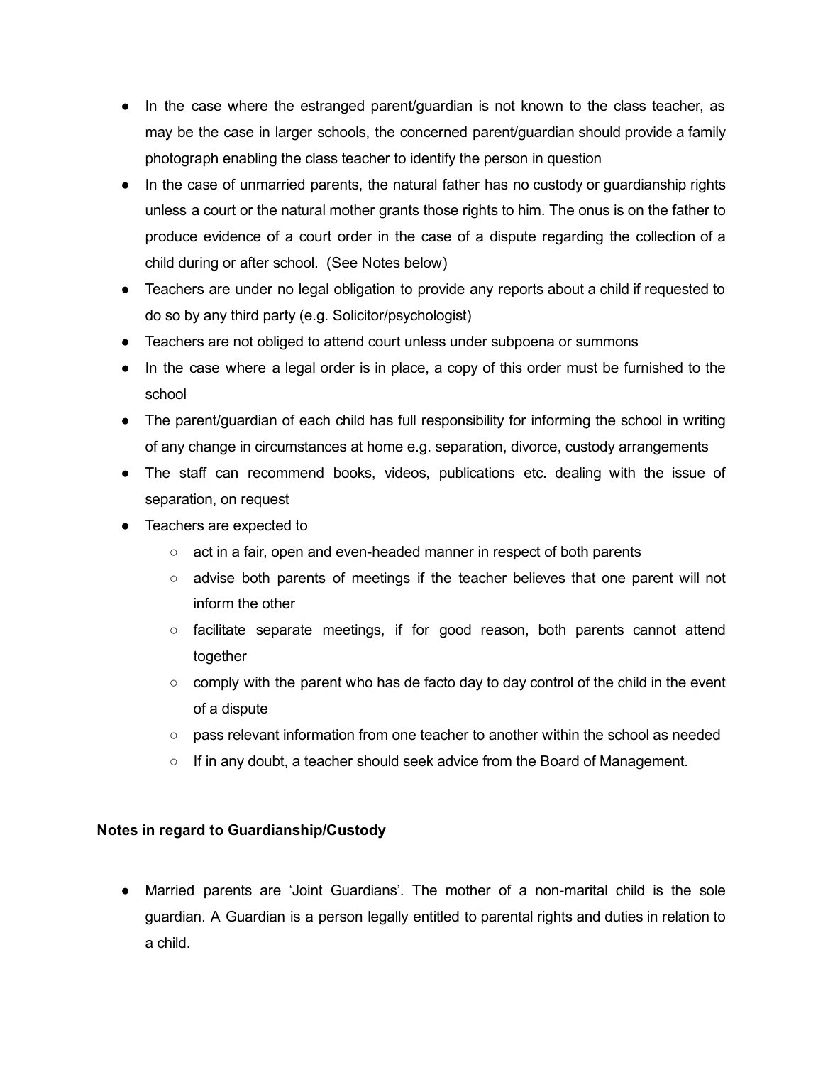- In the case where the estranged parent/guardian is not known to the class teacher, as may be the case in larger schools, the concerned parent/guardian should provide a family photograph enabling the class teacher to identify the person in question
- In the case of unmarried parents, the natural father has no custody or guardianship rights unless a court or the natural mother grants those rights to him. The onus is on the father to produce evidence of a court order in the case of a dispute regarding the collection of a child during or after school. (See Notes below)
- Teachers are under no legal obligation to provide any reports about a child if requested to do so by any third party (e.g. Solicitor/psychologist)
- Teachers are not obliged to attend court unless under subpoena or summons
- In the case where a legal order is in place, a copy of this order must be furnished to the school
- The parent/guardian of each child has full responsibility for informing the school in writing of any change in circumstances at home e.g. separation, divorce, custody arrangements
- The staff can recommend books, videos, publications etc. dealing with the issue of separation, on request
- Teachers are expected to
  - act in a fair, open and even-headed manner in respect of both parents
  - advise both parents of meetings if the teacher believes that one parent will not inform the other
  - facilitate separate meetings, if for good reason, both parents cannot attend together
  - comply with the parent who has de facto day to day control of the child in the event of a dispute
  - pass relevant information from one teacher to another within the school as needed
  - If in any doubt, a teacher should seek advice from the Board of Management.

**Notes in regard to Guardianship/Custody**

- Married parents are 'Joint Guardians'. The mother of a non-marital child is the sole guardian. A Guardian is a person legally entitled to parental rights and duties in relation to a child.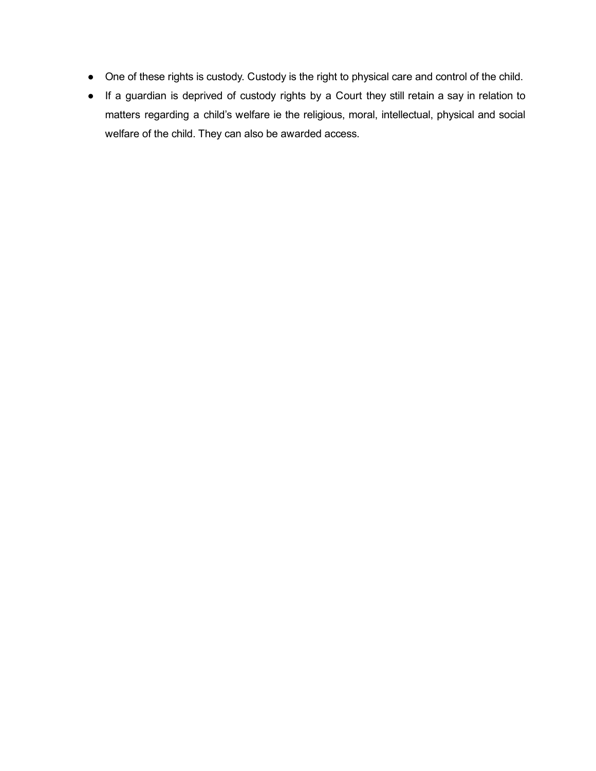- One of these rights is custody. Custody is the right to physical care and control of the child.
- If a guardian is deprived of custody rights by a Court they still retain a say in relation to matters regarding a child's welfare ie the religious, moral, intellectual, physical and social welfare of the child. They can also be awarded access.